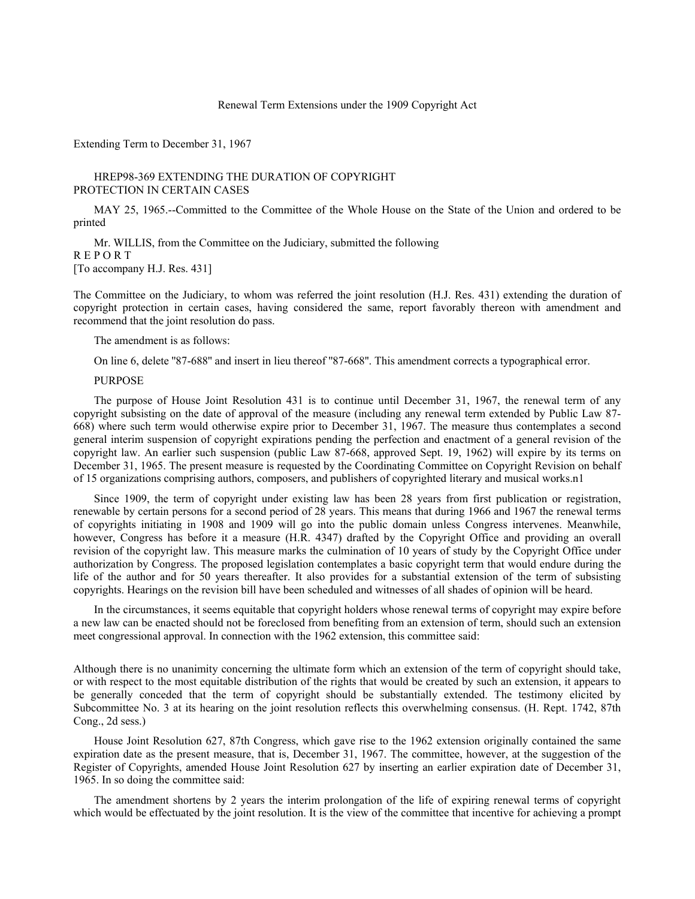Renewal Term Extensions under the 1909 Copyright Act

Extending Term to December 31, 1967

HREP98-369 EXTENDING THE DURATION OF COPYRIGHT PROTECTION IN CERTAIN CASES

MAY 25, 1965.--Committed to the Committee of the Whole House on the State of the Union and ordered to be printed

Mr. WILLIS, from the Committee on the Judiciary, submitted the following

R E P O R T

[To accompany H.J. Res. 431]

The Committee on the Judiciary, to whom was referred the joint resolution (H.J. Res. 431) extending the duration of copyright protection in certain cases, having considered the same, report favorably thereon with amendment and recommend that the joint resolution do pass.

The amendment is as follows:

On line 6, delete "87-688" and insert in lieu thereof "87-668". This amendment corrects a typographical error.

PURPOSE

The purpose of House Joint Resolution 431 is to continue until December 31, 1967, the renewal term of any copyright subsisting on the date of approval of the measure (including any renewal term extended by Public Law 87-668) where such term would otherwise expire prior to December 31, 1967. The measure thus contemplates a second general interim suspension of copyright expirations pending the perfection and enactment of a general revision of the copyright law. An earlier such suspension (public Law 87-668, approved Sept. 19, 1962) will expire by its terms on December 31, 1965. The present measure is requested by the Coordinating Committee on Copyright Revision on behalf of 15 organizations comprising authors, composers, and publishers of copyrighted literary and musical works.n1

Since 1909, the term of copyright under existing law has been 28 years from first publication or registration, renewable by certain persons for a second period of 28 years. This means that during 1966 and 1967 the renewal terms of copyrights initiating in 1908 and 1909 will go into the public domain unless Congress intervenes. Meanwhile, however, Congress has before it a measure (H.R. 4347) drafted by the Copyright Office and providing an overall revision of the copyright law. This measure marks the culmination of 10 years of study by the Copyright Office under authorization by Congress. The proposed legislation contemplates a basic copyright term that would endure during the life of the author and for 50 years thereafter. It also provides for a substantial extension of the term of subsisting copyrights. Hearings on the revision bill have been scheduled and witnesses of all shades of opinion will be heard.

In the circumstances, it seems equitable that copyright holders whose renewal terms of copyright may expire before a new law can be enacted should not be foreclosed from benefiting from an extension of term, should such an extension meet congressional approval. In connection with the 1962 extension, this committee said:

Although there is no unanimity concerning the ultimate form which an extension of the term of copyright should take, or with respect to the most equitable distribution of the rights that would be created by such an extension, it appears to be generally conceded that the term of copyright should be substantially extended. The testimony elicited by Subcommittee No. 3 at its hearing on the joint resolution reflects this overwhelming consensus. (H. Rept. 1742, 87th Cong., 2d sess.)

House Joint Resolution 627, 87th Congress, which gave rise to the 1962 extension originally contained the same expiration date as the present measure, that is, December 31, 1967. The committee, however, at the suggestion of the Register of Copyrights, amended House Joint Resolution 627 by inserting an earlier expiration date of December 31, 1965. In so doing the committee said:

The amendment shortens by 2 years the interim prolongation of the life of expiring renewal terms of copyright which would be effectuated by the joint resolution. It is the view of the committee that incentive for achieving a prompt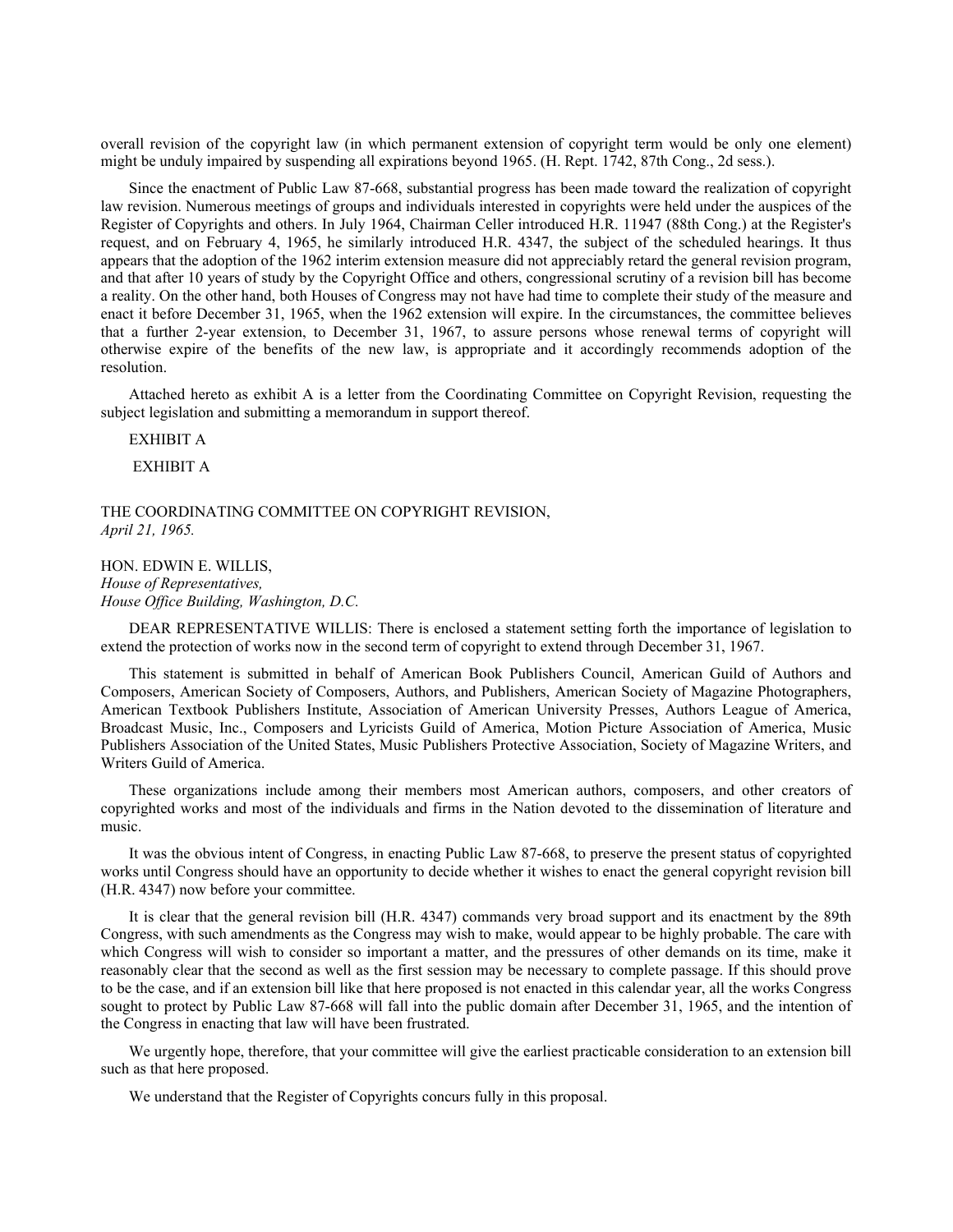overall revision of the copyright law (in which permanent extension of copyright term would be only one element) might be unduly impaired by suspending all expirations beyond 1965. (H. Rept. 1742, 87th Cong., 2d sess.).

Since the enactment of Public Law 87-668, substantial progress has been made toward the realization of copyright law revision. Numerous meetings of groups and individuals interested in copyrights were held under the auspices of the Register of Copyrights and others. In July 1964, Chairman Celler introduced H.R. 11947 (88th Cong.) at the Register's request, and on February 4, 1965, he similarly introduced H.R. 4347, the subject of the scheduled hearings. It thus appears that the adoption of the 1962 interim extension measure did not appreciably retard the general revision program, and that after 10 years of study by the Copyright Office and others, congressional scrutiny of a revision bill has become a reality. On the other hand, both Houses of Congress may not have had time to complete their study of the measure and enact it before December 31, 1965, when the 1962 extension will expire. In the circumstances, the committee believes that a further 2-year extension, to December 31, 1967, to assure persons whose renewal terms of copyright will otherwise expire of the benefits of the new law, is appropriate and it accordingly recommends adoption of the resolution.

Attached hereto as exhibit A is a letter from the Coordinating Committee on Copyright Revision, requesting the subject legislation and submitting a memorandum in support thereof.

EXHIBIT A

EXHIBIT A

THE COORDINATING COMMITTEE ON COPYRIGHT REVISION,
*April 21, 1965.*

HON. EDWIN E. WILLIS,
*House of Representatives,*
*House Office Building, Washington, D.C.*

DEAR REPRESENTATIVE WILLIS: There is enclosed a statement setting forth the importance of legislation to extend the protection of works now in the second term of copyright to extend through December 31, 1967.

This statement is submitted in behalf of American Book Publishers Council, American Guild of Authors and Composers, American Society of Composers, Authors, and Publishers, American Society of Magazine Photographers, American Textbook Publishers Institute, Association of American University Presses, Authors League of America, Broadcast Music, Inc., Composers and Lyricists Guild of America, Motion Picture Association of America, Music Publishers Association of the United States, Music Publishers Protective Association, Society of Magazine Writers, and Writers Guild of America.

These organizations include among their members most American authors, composers, and other creators of copyrighted works and most of the individuals and firms in the Nation devoted to the dissemination of literature and music.

It was the obvious intent of Congress, in enacting Public Law 87-668, to preserve the present status of copyrighted works until Congress should have an opportunity to decide whether it wishes to enact the general copyright revision bill (H.R. 4347) now before your committee.

It is clear that the general revision bill (H.R. 4347) commands very broad support and its enactment by the 89th Congress, with such amendments as the Congress may wish to make, would appear to be highly probable. The care with which Congress will wish to consider so important a matter, and the pressures of other demands on its time, make it reasonably clear that the second as well as the first session may be necessary to complete passage. If this should prove to be the case, and if an extension bill like that here proposed is not enacted in this calendar year, all the works Congress sought to protect by Public Law 87-668 will fall into the public domain after December 31, 1965, and the intention of the Congress in enacting that law will have been frustrated.

We urgently hope, therefore, that your committee will give the earliest practicable consideration to an extension bill such as that here proposed.

We understand that the Register of Copyrights concurs fully in this proposal.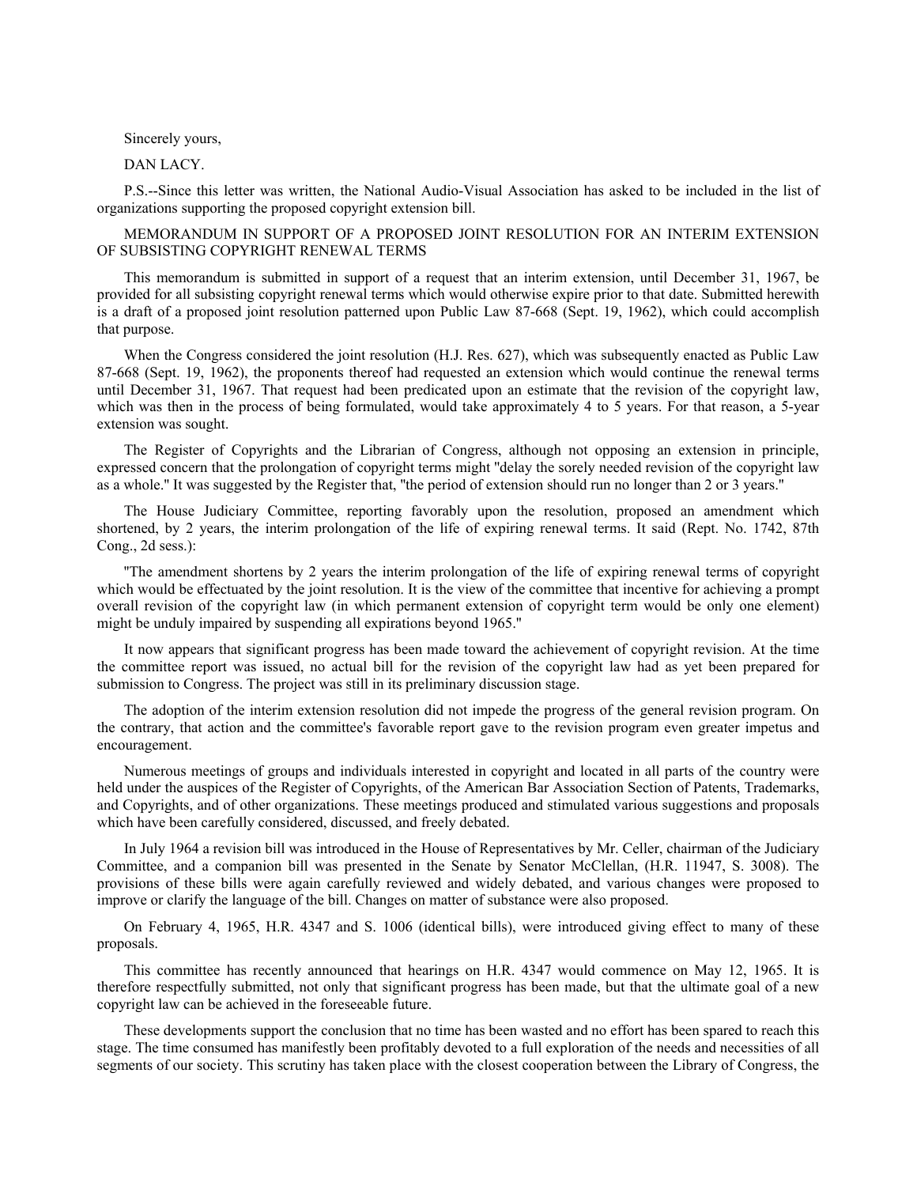Sincerely yours,

DAN LACY.

P.S.--Since this letter was written, the National Audio-Visual Association has asked to be included in the list of organizations supporting the proposed copyright extension bill.

MEMORANDUM IN SUPPORT OF A PROPOSED JOINT RESOLUTION FOR AN INTERIM EXTENSION OF SUBSISTING COPYRIGHT RENEWAL TERMS

This memorandum is submitted in support of a request that an interim extension, until December 31, 1967, be provided for all subsisting copyright renewal terms which would otherwise expire prior to that date. Submitted herewith is a draft of a proposed joint resolution patterned upon Public Law 87-668 (Sept. 19, 1962), which could accomplish that purpose.

When the Congress considered the joint resolution (H.J. Res. 627), which was subsequently enacted as Public Law 87-668 (Sept. 19, 1962), the proponents thereof had requested an extension which would continue the renewal terms until December 31, 1967. That request had been predicated upon an estimate that the revision of the copyright law, which was then in the process of being formulated, would take approximately 4 to 5 years. For that reason, a 5-year extension was sought.

The Register of Copyrights and the Librarian of Congress, although not opposing an extension in principle, expressed concern that the prolongation of copyright terms might "delay the sorely needed revision of the copyright law as a whole." It was suggested by the Register that, "the period of extension should run no longer than 2 or 3 years."

The House Judiciary Committee, reporting favorably upon the resolution, proposed an amendment which shortened, by 2 years, the interim prolongation of the life of expiring renewal terms. It said (Rept. No. 1742, 87th Cong., 2d sess.):

"The amendment shortens by 2 years the interim prolongation of the life of expiring renewal terms of copyright which would be effectuated by the joint resolution. It is the view of the committee that incentive for achieving a prompt overall revision of the copyright law (in which permanent extension of copyright term would be only one element) might be unduly impaired by suspending all expirations beyond 1965."

It now appears that significant progress has been made toward the achievement of copyright revision. At the time the committee report was issued, no actual bill for the revision of the copyright law had as yet been prepared for submission to Congress. The project was still in its preliminary discussion stage.

The adoption of the interim extension resolution did not impede the progress of the general revision program. On the contrary, that action and the committee's favorable report gave to the revision program even greater impetus and encouragement.

Numerous meetings of groups and individuals interested in copyright and located in all parts of the country were held under the auspices of the Register of Copyrights, of the American Bar Association Section of Patents, Trademarks, and Copyrights, and of other organizations. These meetings produced and stimulated various suggestions and proposals which have been carefully considered, discussed, and freely debated.

In July 1964 a revision bill was introduced in the House of Representatives by Mr. Celler, chairman of the Judiciary Committee, and a companion bill was presented in the Senate by Senator McClellan, (H.R. 11947, S. 3008). The provisions of these bills were again carefully reviewed and widely debated, and various changes were proposed to improve or clarify the language of the bill. Changes on matter of substance were also proposed.

On February 4, 1965, H.R. 4347 and S. 1006 (identical bills), were introduced giving effect to many of these proposals.

This committee has recently announced that hearings on H.R. 4347 would commence on May 12, 1965. It is therefore respectfully submitted, not only that significant progress has been made, but that the ultimate goal of a new copyright law can be achieved in the foreseeable future.

These developments support the conclusion that no time has been wasted and no effort has been spared to reach this stage. The time consumed has manifestly been profitably devoted to a full exploration of the needs and necessities of all segments of our society. This scrutiny has taken place with the closest cooperation between the Library of Congress, the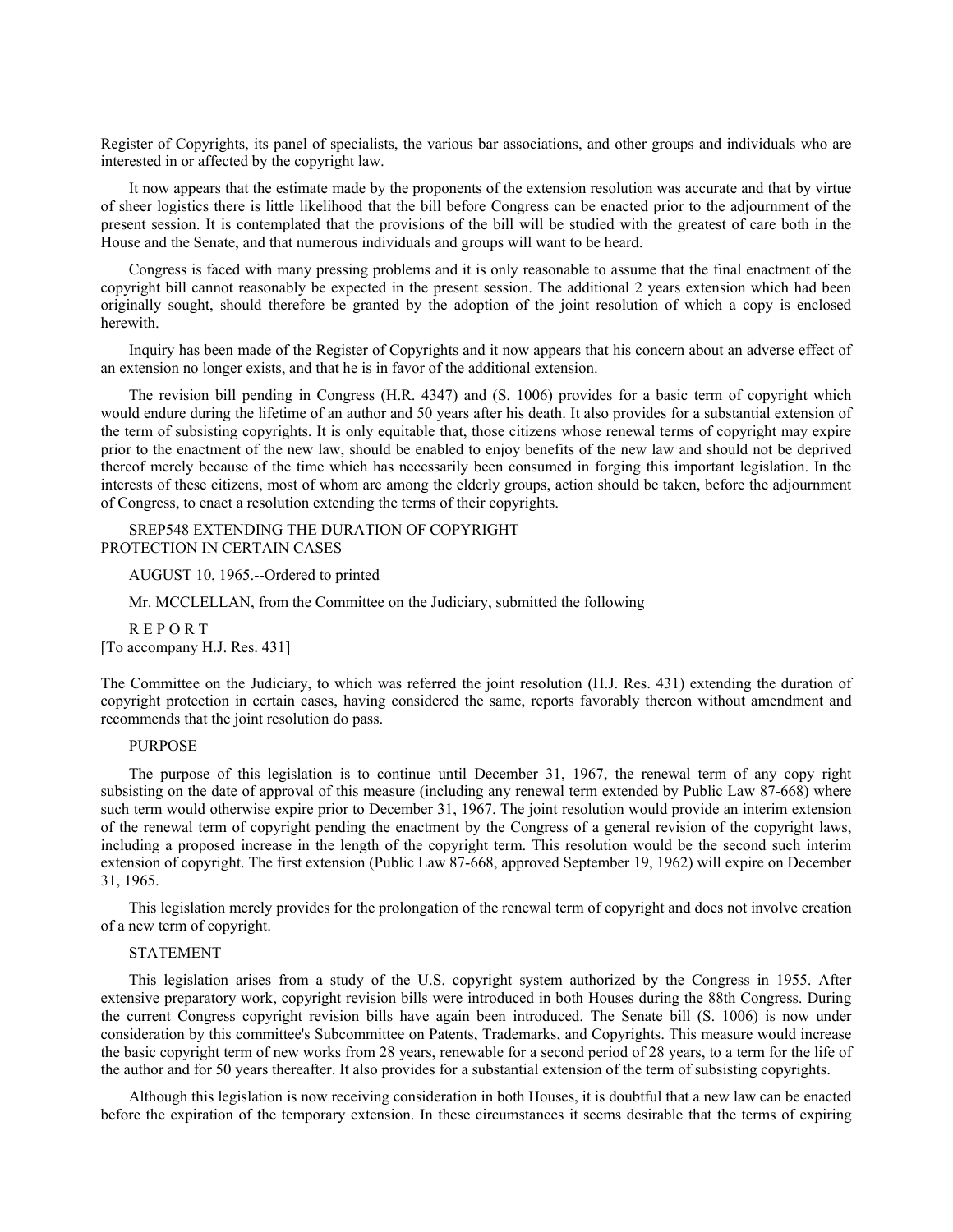Register of Copyrights, its panel of specialists, the various bar associations, and other groups and individuals who are interested in or affected by the copyright law.

It now appears that the estimate made by the proponents of the extension resolution was accurate and that by virtue of sheer logistics there is little likelihood that the bill before Congress can be enacted prior to the adjournment of the present session. It is contemplated that the provisions of the bill will be studied with the greatest of care both in the House and the Senate, and that numerous individuals and groups will want to be heard.

Congress is faced with many pressing problems and it is only reasonable to assume that the final enactment of the copyright bill cannot reasonably be expected in the present session. The additional 2 years extension which had been originally sought, should therefore be granted by the adoption of the joint resolution of which a copy is enclosed herewith.

Inquiry has been made of the Register of Copyrights and it now appears that his concern about an adverse effect of an extension no longer exists, and that he is in favor of the additional extension.

The revision bill pending in Congress (H.R. 4347) and (S. 1006) provides for a basic term of copyright which would endure during the lifetime of an author and 50 years after his death. It also provides for a substantial extension of the term of subsisting copyrights. It is only equitable that, those citizens whose renewal terms of copyright may expire prior to the enactment of the new law, should be enabled to enjoy benefits of the new law and should not be deprived thereof merely because of the time which has necessarily been consumed in forging this important legislation. In the interests of these citizens, most of whom are among the elderly groups, action should be taken, before the adjournment of Congress, to enact a resolution extending the terms of their copyrights.

SREP548 EXTENDING THE DURATION OF COPYRIGHT PROTECTION IN CERTAIN CASES

AUGUST 10, 1965.--Ordered to printed

Mr. MCCLELLAN, from the Committee on the Judiciary, submitted the following

R E P O R T
[To accompany H.J. Res. 431]

The Committee on the Judiciary, to which was referred the joint resolution (H.J. Res. 431) extending the duration of copyright protection in certain cases, having considered the same, reports favorably thereon without amendment and recommends that the joint resolution do pass.

PURPOSE

The purpose of this legislation is to continue until December 31, 1967, the renewal term of any copy right subsisting on the date of approval of this measure (including any renewal term extended by Public Law 87-668) where such term would otherwise expire prior to December 31, 1967. The joint resolution would provide an interim extension of the renewal term of copyright pending the enactment by the Congress of a general revision of the copyright laws, including a proposed increase in the length of the copyright term. This resolution would be the second such interim extension of copyright. The first extension (Public Law 87-668, approved September 19, 1962) will expire on December 31, 1965.

This legislation merely provides for the prolongation of the renewal term of copyright and does not involve creation of a new term of copyright.

STATEMENT

This legislation arises from a study of the U.S. copyright system authorized by the Congress in 1955. After extensive preparatory work, copyright revision bills were introduced in both Houses during the 88th Congress. During the current Congress copyright revision bills have again been introduced. The Senate bill (S. 1006) is now under consideration by this committee's Subcommittee on Patents, Trademarks, and Copyrights. This measure would increase the basic copyright term of new works from 28 years, renewable for a second period of 28 years, to a term for the life of the author and for 50 years thereafter. It also provides for a substantial extension of the term of subsisting copyrights.

Although this legislation is now receiving consideration in both Houses, it is doubtful that a new law can be enacted before the expiration of the temporary extension. In these circumstances it seems desirable that the terms of expiring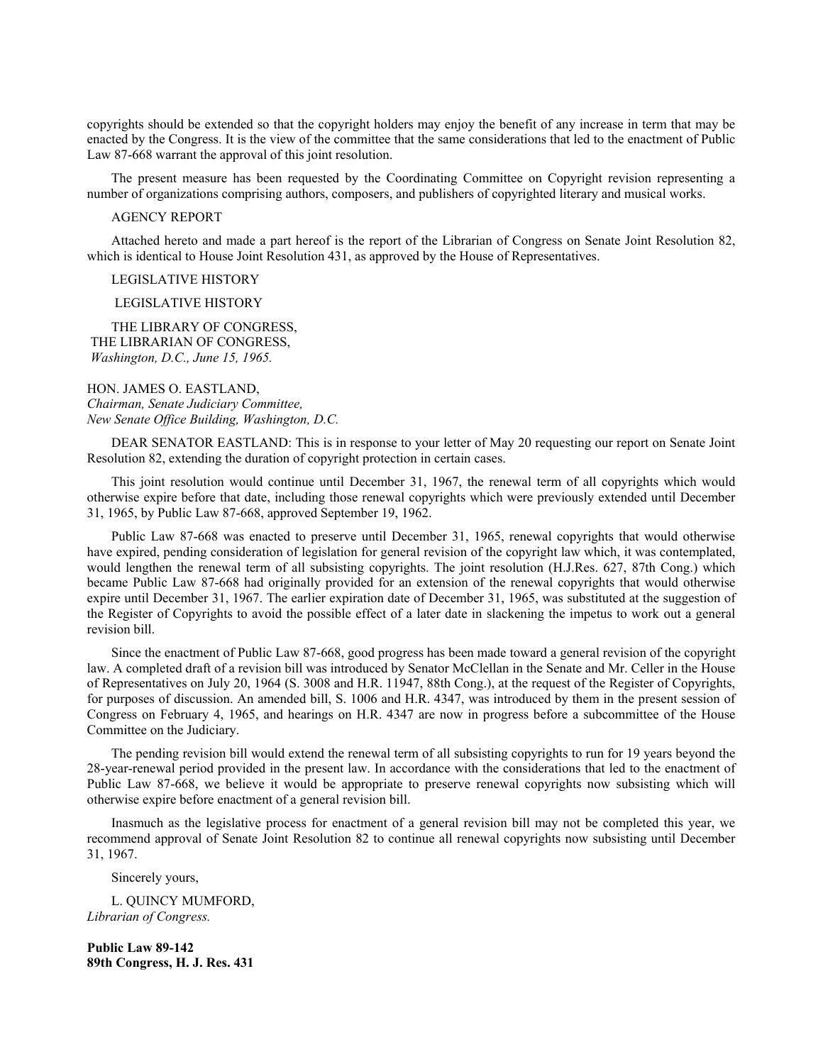copyrights should be extended so that the copyright holders may enjoy the benefit of any increase in term that may be enacted by the Congress. It is the view of the committee that the same considerations that led to the enactment of Public Law 87-668 warrant the approval of this joint resolution.

The present measure has been requested by the Coordinating Committee on Copyright revision representing a number of organizations comprising authors, composers, and publishers of copyrighted literary and musical works.

AGENCY REPORT

Attached hereto and made a part hereof is the report of the Librarian of Congress on Senate Joint Resolution 82, which is identical to House Joint Resolution 431, as approved by the House of Representatives.

LEGISLATIVE HISTORY

LEGISLATIVE HISTORY

THE LIBRARY OF CONGRESS,
THE LIBRARIAN OF CONGRESS,
*Washington, D.C., June 15, 1965.*

HON. JAMES O. EASTLAND,
*Chairman, Senate Judiciary Committee,*
*New Senate Office Building, Washington, D.C.*

DEAR SENATOR EASTLAND: This is in response to your letter of May 20 requesting our report on Senate Joint Resolution 82, extending the duration of copyright protection in certain cases.

This joint resolution would continue until December 31, 1967, the renewal term of all copyrights which would otherwise expire before that date, including those renewal copyrights which were previously extended until December 31, 1965, by Public Law 87-668, approved September 19, 1962.

Public Law 87-668 was enacted to preserve until December 31, 1965, renewal copyrights that would otherwise have expired, pending consideration of legislation for general revision of the copyright law which, it was contemplated, would lengthen the renewal term of all subsisting copyrights. The joint resolution (H.J.Res. 627, 87th Cong.) which became Public Law 87-668 had originally provided for an extension of the renewal copyrights that would otherwise expire until December 31, 1967. The earlier expiration date of December 31, 1965, was substituted at the suggestion of the Register of Copyrights to avoid the possible effect of a later date in slackening the impetus to work out a general revision bill.

Since the enactment of Public Law 87-668, good progress has been made toward a general revision of the copyright law. A completed draft of a revision bill was introduced by Senator McClellan in the Senate and Mr. Celler in the House of Representatives on July 20, 1964 (S. 3008 and H.R. 11947, 88th Cong.), at the request of the Register of Copyrights, for purposes of discussion. An amended bill, S. 1006 and H.R. 4347, was introduced by them in the present session of Congress on February 4, 1965, and hearings on H.R. 4347 are now in progress before a subcommittee of the House Committee on the Judiciary.

The pending revision bill would extend the renewal term of all subsisting copyrights to run for 19 years beyond the 28-year-renewal period provided in the present law. In accordance with the considerations that led to the enactment of Public Law 87-668, we believe it would be appropriate to preserve renewal copyrights now subsisting which will otherwise expire before enactment of a general revision bill.

Inasmuch as the legislative process for enactment of a general revision bill may not be completed this year, we recommend approval of Senate Joint Resolution 82 to continue all renewal copyrights now subsisting until December 31, 1967.

Sincerely yours,

L. QUINCY MUMFORD,
*Librarian of Congress.*

**Public Law 89-142**
**89th Congress, H. J. Res. 431**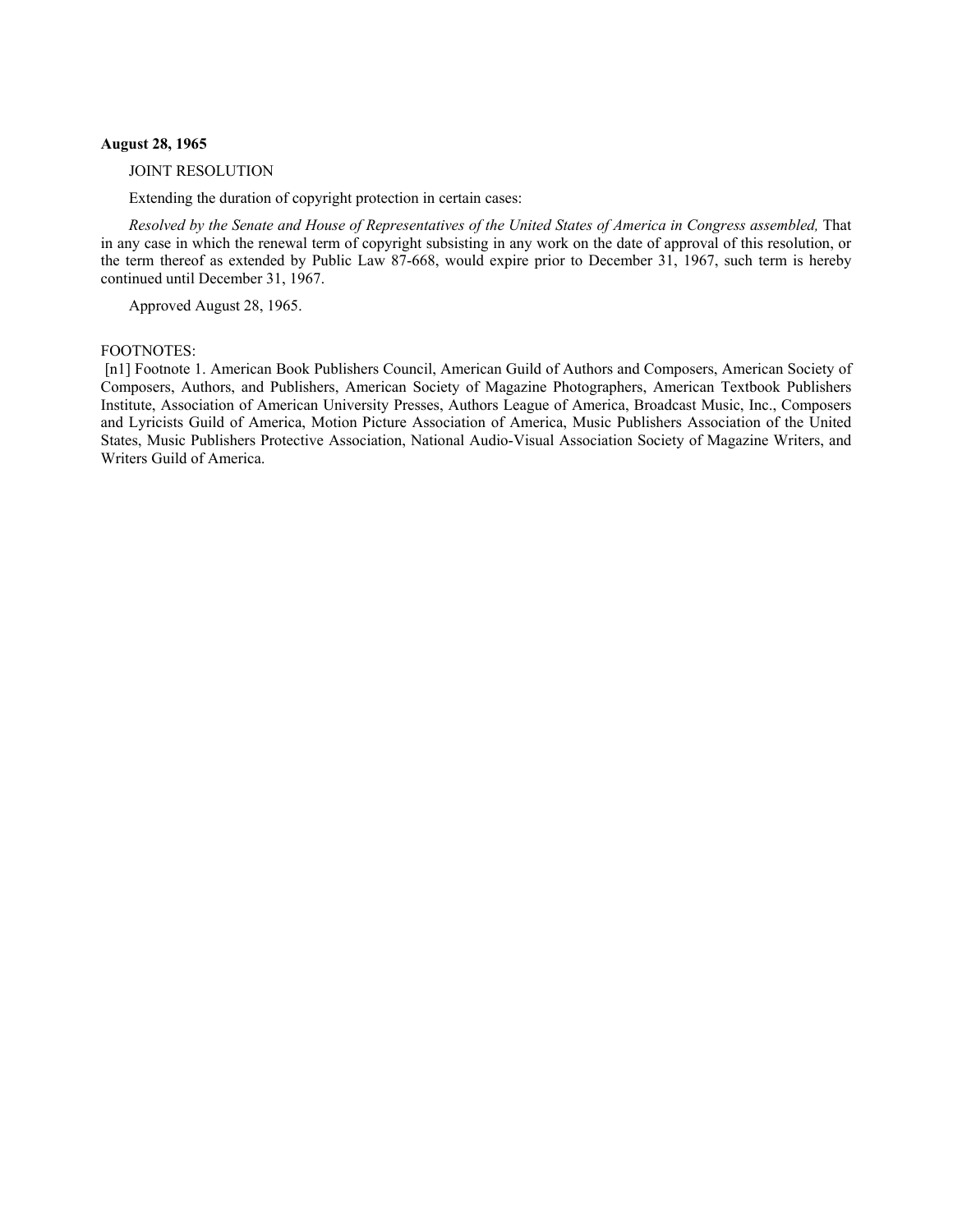**August 28, 1965**

JOINT RESOLUTION

Extending the duration of copyright protection in certain cases:

*Resolved by the Senate and House of Representatives of the United States of America in Congress assembled,* That in any case in which the renewal term of copyright subsisting in any work on the date of approval of this resolution, or the term thereof as extended by Public Law 87-668, would expire prior to December 31, 1967, such term is hereby continued until December 31, 1967.

Approved August 28, 1965.

FOOTNOTES:

[n1] Footnote 1. American Book Publishers Council, American Guild of Authors and Composers, American Society of Composers, Authors, and Publishers, American Society of Magazine Photographers, American Textbook Publishers Institute, Association of American University Presses, Authors League of America, Broadcast Music, Inc., Composers and Lyricists Guild of America, Motion Picture Association of America, Music Publishers Association of the United States, Music Publishers Protective Association, National Audio-Visual Association Society of Magazine Writers, and Writers Guild of America.